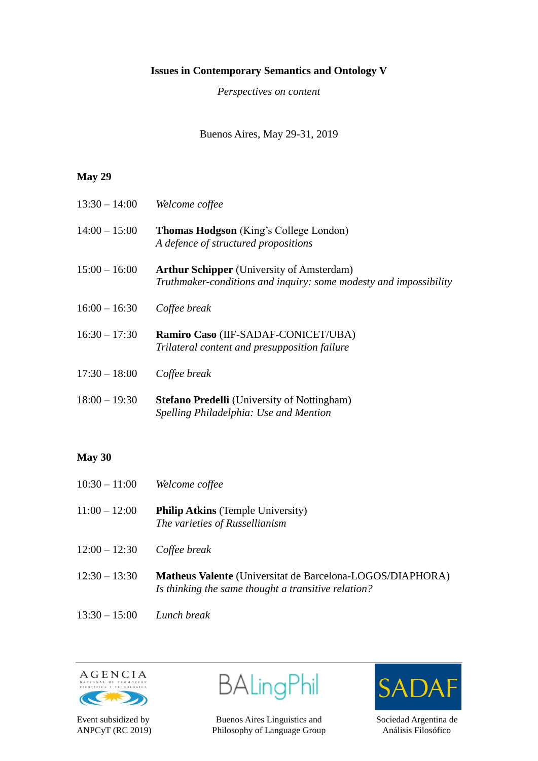# Issues in Contemporary Semantics and Ontology V

*Perspectives on content*

Buenos Aires, May 29-31, 2019

## May 29

13:30 – 14:00 *Welcome coffee*

14:00 – 15:00 **Thomas Hodgson** (King's College London)
*A defence of structured propositions*

15:00 – 16:00 **Arthur Schipper** (University of Amsterdam)
*Truthmaker-conditions and inquiry: some modesty and impossibility*

16:00 – 16:30 *Coffee break*

16:30 – 17:30 **Ramiro Caso** (IIF-SADAF-CONICET/UBA)
*Trilateral content and presupposition failure*

17:30 – 18:00 *Coffee break*

18:00 – 19:30 **Stefano Predelli** (University of Nottingham)
*Spelling Philadelphia: Use and Mention*

## May 30

10:30 – 11:00 *Welcome coffee*

11:00 – 12:00 **Philip Atkins** (Temple University)
*The varieties of Russellianism*

12:00 – 12:30 *Coffee break*

12:30 – 13:30 **Matheus Valente** (Universitat de Barcelona-LOGOS/DIAPHORA)
*Is thinking the same thought a transitive relation?*

13:30 – 15:00 *Lunch break*

---

AGENCIA NACIONAL DE PROMOCIÓN CIENTÍFICA Y TECNOLÓGICA

Event subsidized by ANPCyT (RC 2019)

BALingPhil

Buenos Aires Linguistics and Philosophy of Language Group

SADAF

Sociedad Argentina de Análisis Filosófico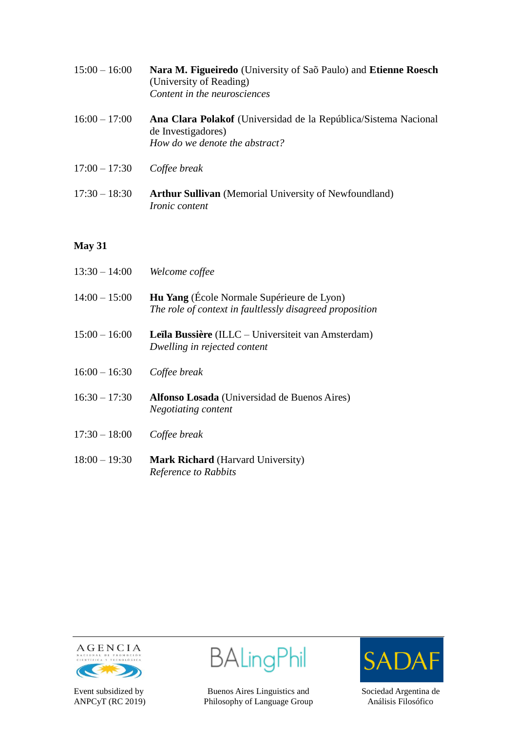15:00 – 16:00 **Nara M. Figueiredo** (University of São Paulo) and **Etienne Roesch** (University of Reading)
*Content in the neurosciences*

16:00 – 17:00 **Ana Clara Polakof** (Universidad de la República/Sistema Nacional de Investigadores)
*How do we denote the abstract?*

17:00 – 17:30 *Coffee break*

17:30 – 18:30 **Arthur Sullivan** (Memorial University of Newfoundland)
*Ironic content*

**May 31**

13:30 – 14:00 *Welcome coffee*

14:00 – 15:00 **Hu Yang** (École Normale Supérieure de Lyon)
*The role of context in faultlessly disagreed proposition*

15:00 – 16:00 **Leïla Bussière** (ILLC – Universiteit van Amsterdam)
*Dwelling in rejected content*

16:00 – 16:30 *Coffee break*

16:30 – 17:30 **Alfonso Losada** (Universidad de Buenos Aires)
*Negotiating content*

17:30 – 18:00 *Coffee break*

18:00 – 19:30 **Mark Richard** (Harvard University)
*Reference to Rabbits*

AGENCIA NACIONAL DE PROMOCIÓN CIENTÍFICA Y TECNOLÓGICA

Event subsidized by ANPCyT (RC 2019)

BALingPhil

Buenos Aires Linguistics and Philosophy of Language Group

SADAF

Sociedad Argentina de Análisis Filosófico